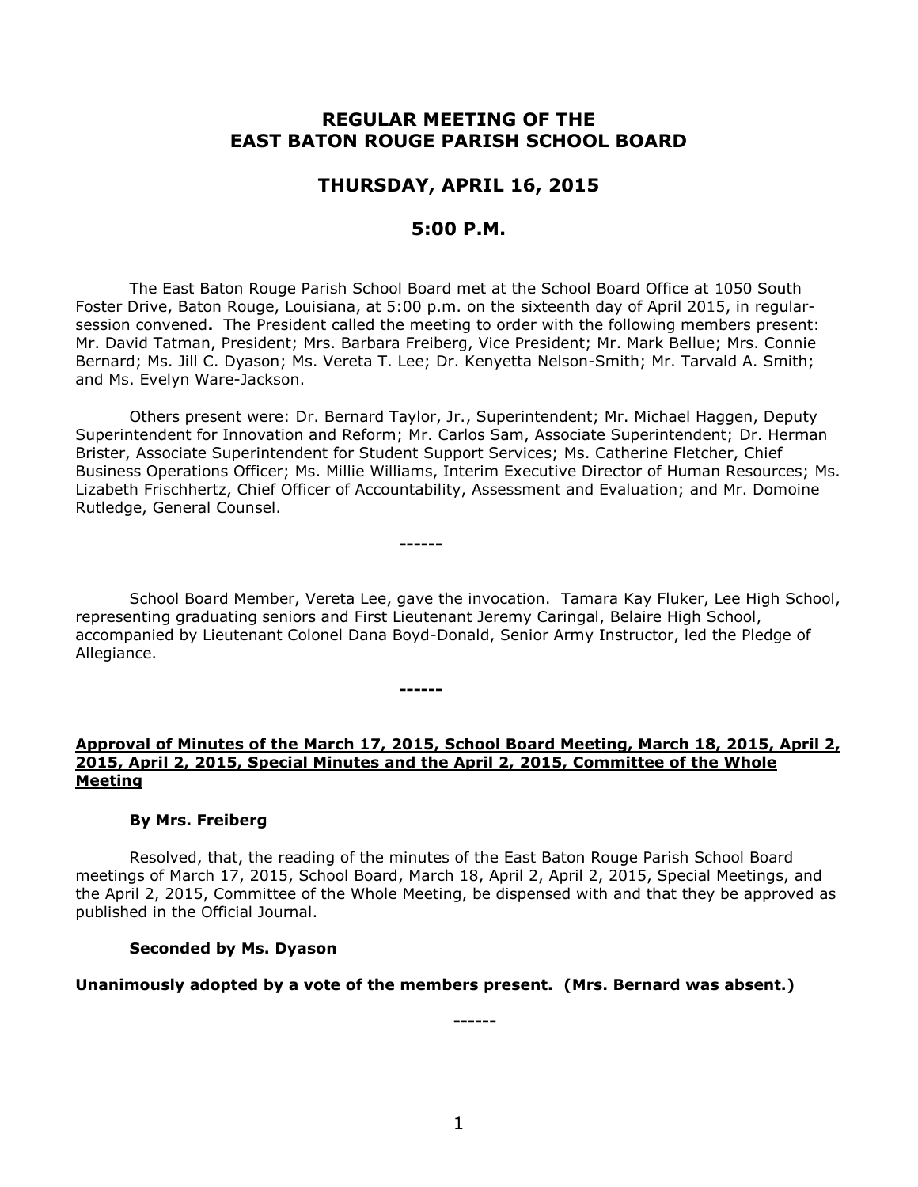# REGULAR MEETING OF THE EAST BATON ROUGE PARISH SCHOOL BOARD

## THURSDAY, APRIL 16, 2015

## 5:00 P.M.

The East Baton Rouge Parish School Board met at the School Board Office at 1050 South Foster Drive, Baton Rouge, Louisiana, at 5:00 p.m. on the sixteenth day of April 2015, in regular-session convened**.** The President called the meeting to order with the following members present: Mr. David Tatman, President; Mrs. Barbara Freiberg, Vice President; Mr. Mark Bellue; Mrs. Connie Bernard; Ms. Jill C. Dyason; Ms. Vereta T. Lee; Dr. Kenyetta Nelson-Smith; Mr. Tarvald A. Smith; and Ms. Evelyn Ware-Jackson.

Others present were: Dr. Bernard Taylor, Jr., Superintendent; Mr. Michael Haggen, Deputy Superintendent for Innovation and Reform; Mr. Carlos Sam, Associate Superintendent; Dr. Herman Brister, Associate Superintendent for Student Support Services; Ms. Catherine Fletcher, Chief Business Operations Officer; Ms. Millie Williams, Interim Executive Director of Human Resources; Ms. Lizabeth Frischhertz, Chief Officer of Accountability, Assessment and Evaluation; and Mr. Domoine Rutledge, General Counsel.

------

School Board Member, Vereta Lee, gave the invocation. Tamara Kay Fluker, Lee High School, representing graduating seniors and First Lieutenant Jeremy Caringal, Belaire High School, accompanied by Lieutenant Colonel Dana Boyd-Donald, Senior Army Instructor, led the Pledge of Allegiance.

------

**Approval of Minutes of the March 17, 2015, School Board Meeting, March 18, 2015, April 2, 2015, April 2, 2015, Special Minutes and the April 2, 2015, Committee of the Whole Meeting**

**By Mrs. Freiberg**

Resolved, that, the reading of the minutes of the East Baton Rouge Parish School Board meetings of March 17, 2015, School Board, March 18, April 2, April 2, 2015, Special Meetings, and the April 2, 2015, Committee of the Whole Meeting, be dispensed with and that they be approved as published in the Official Journal.

**Seconded by Ms. Dyason**

**Unanimously adopted by a vote of the members present. (Mrs. Bernard was absent.)**

------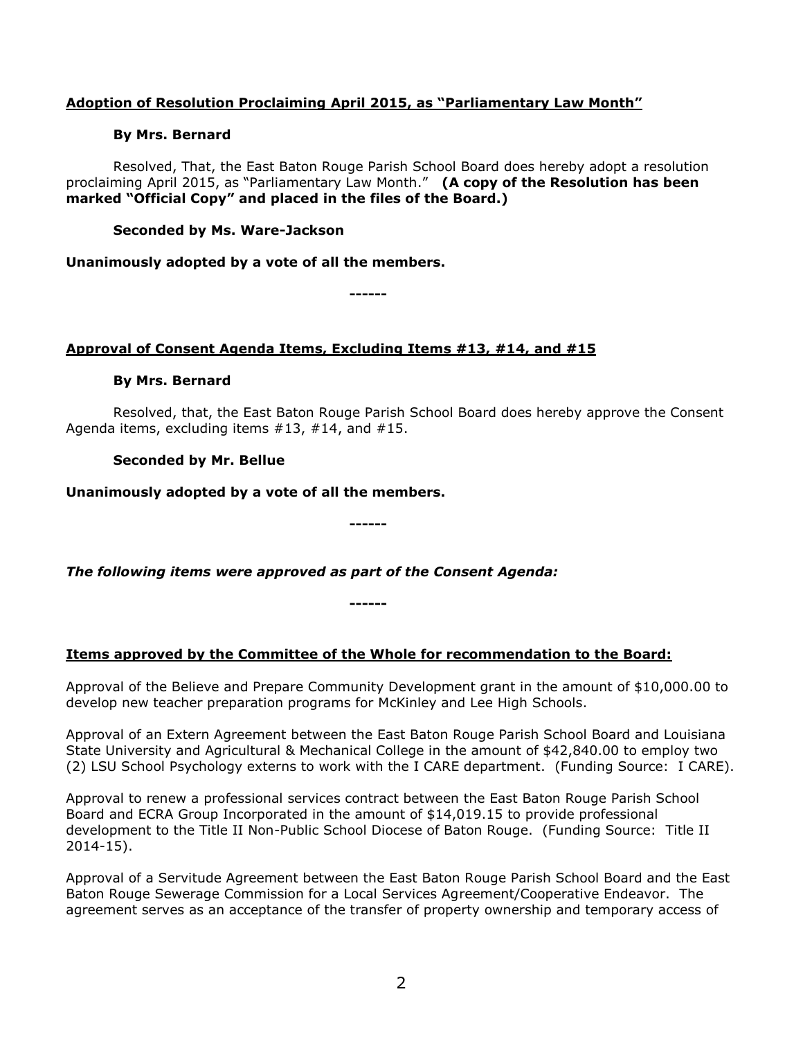**<u>Adoption of Resolution Proclaiming April 2015, as "Parliamentary Law Month"</u>**

**By Mrs. Bernard**

Resolved, That, the East Baton Rouge Parish School Board does hereby adopt a resolution proclaiming April 2015, as "Parliamentary Law Month." **(A copy of the Resolution has been marked "Official Copy" and placed in the files of the Board.)**

**Seconded by Ms. Ware-Jackson**

**Unanimously adopted by a vote of all the members.**

**------**

**<u>Approval of Consent Agenda Items, Excluding Items #13, #14, and #15</u>**

**By Mrs. Bernard**

Resolved, that, the East Baton Rouge Parish School Board does hereby approve the Consent Agenda items, excluding items #13, #14, and #15.

**Seconded by Mr. Bellue**

**Unanimously adopted by a vote of all the members.**

**------**

***The following items were approved as part of the Consent Agenda:***

**------**

**<u>Items approved by the Committee of the Whole for recommendation to the Board:</u>**

Approval of the Believe and Prepare Community Development grant in the amount of $10,000.00 to develop new teacher preparation programs for McKinley and Lee High Schools.

Approval of an Extern Agreement between the East Baton Rouge Parish School Board and Louisiana State University and Agricultural & Mechanical College in the amount of $42,840.00 to employ two (2) LSU School Psychology externs to work with the I CARE department. (Funding Source: I CARE).

Approval to renew a professional services contract between the East Baton Rouge Parish School Board and ECRA Group Incorporated in the amount of $14,019.15 to provide professional development to the Title II Non-Public School Diocese of Baton Rouge. (Funding Source: Title II 2014-15).

Approval of a Servitude Agreement between the East Baton Rouge Parish School Board and the East Baton Rouge Sewerage Commission for a Local Services Agreement/Cooperative Endeavor. The agreement serves as an acceptance of the transfer of property ownership and temporary access of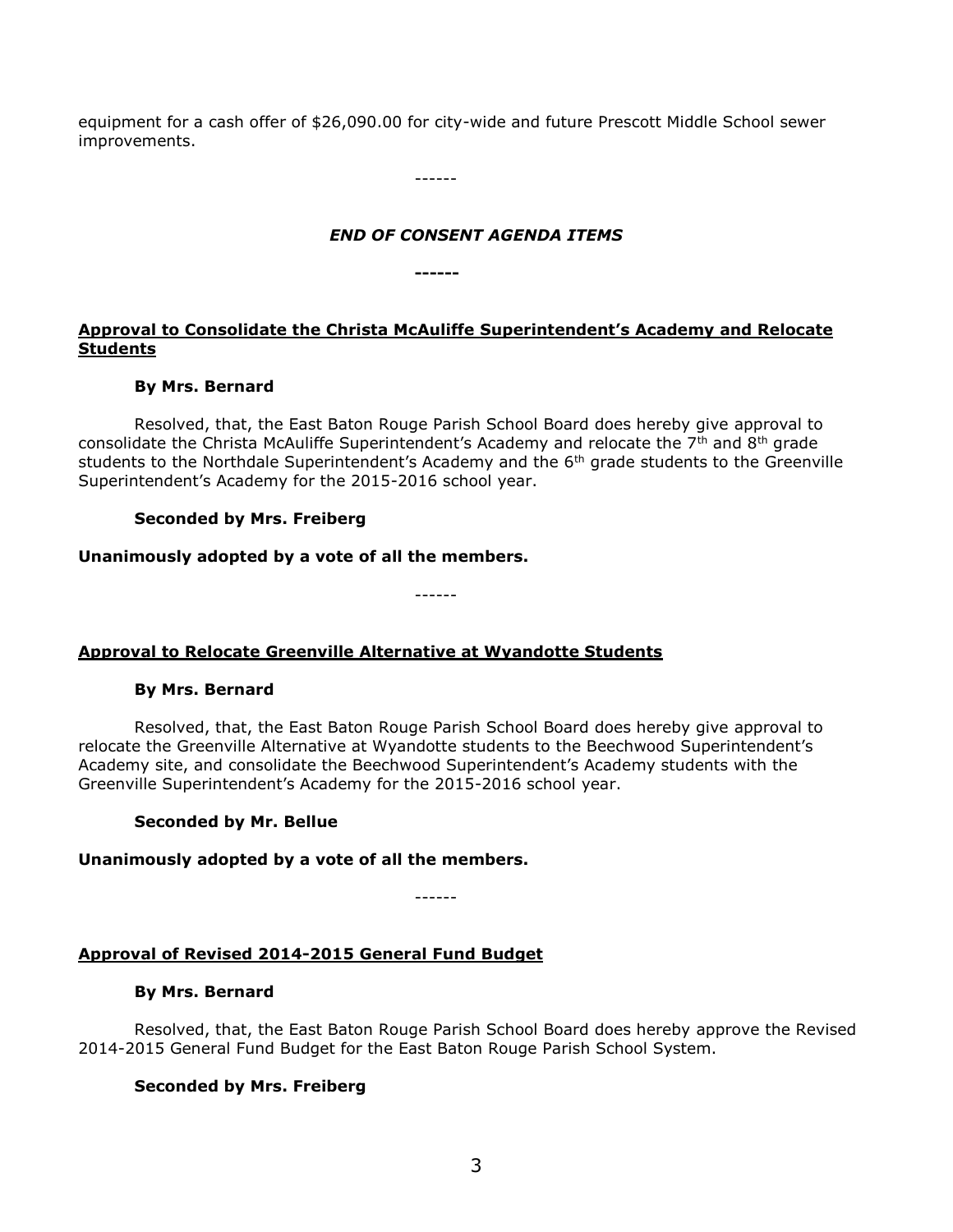equipment for a cash offer of $26,090.00 for city-wide and future Prescott Middle School sewer improvements.

------

***END OF CONSENT AGENDA ITEMS***

**------**

**Approval to Consolidate the Christa McAuliffe Superintendent's Academy and Relocate Students**

**By Mrs. Bernard**

Resolved, that, the East Baton Rouge Parish School Board does hereby give approval to consolidate the Christa McAuliffe Superintendent's Academy and relocate the 7th and 8th grade students to the Northdale Superintendent's Academy and the 6th grade students to the Greenville Superintendent's Academy for the 2015-2016 school year.

**Seconded by Mrs. Freiberg**

**Unanimously adopted by a vote of all the members.**

------

**Approval to Relocate Greenville Alternative at Wyandotte Students**

**By Mrs. Bernard**

Resolved, that, the East Baton Rouge Parish School Board does hereby give approval to relocate the Greenville Alternative at Wyandotte students to the Beechwood Superintendent's Academy site, and consolidate the Beechwood Superintendent's Academy students with the Greenville Superintendent's Academy for the 2015-2016 school year.

**Seconded by Mr. Bellue**

**Unanimously adopted by a vote of all the members.**

------

**Approval of Revised 2014-2015 General Fund Budget**

**By Mrs. Bernard**

Resolved, that, the East Baton Rouge Parish School Board does hereby approve the Revised 2014-2015 General Fund Budget for the East Baton Rouge Parish School System.

**Seconded by Mrs. Freiberg**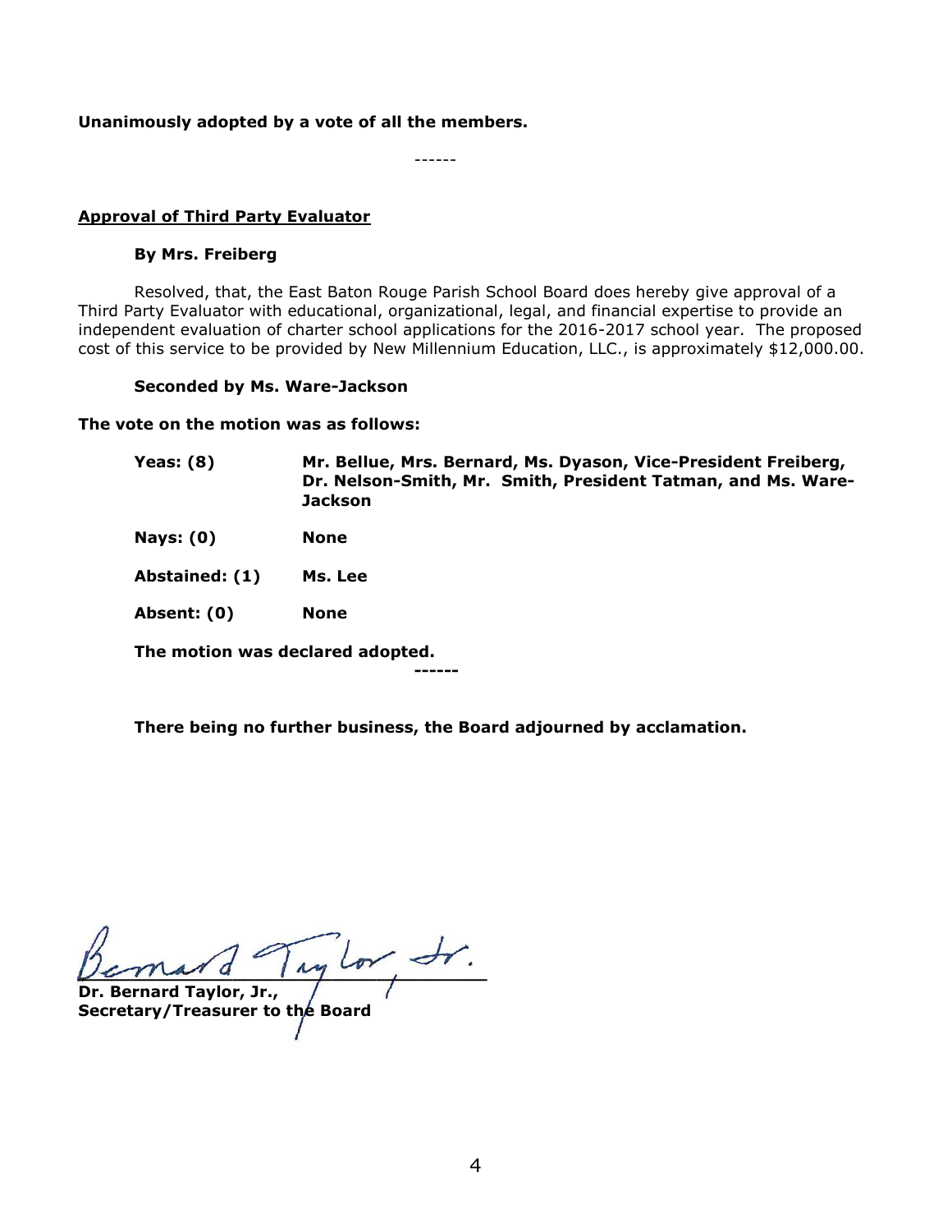**Unanimously adopted by a vote of all the members.**

------

**Approval of Third Party Evaluator**

**By Mrs. Freiberg**

Resolved, that, the East Baton Rouge Parish School Board does hereby give approval of a Third Party Evaluator with educational, organizational, legal, and financial expertise to provide an independent evaluation of charter school applications for the 2016-2017 school year. The proposed cost of this service to be provided by New Millennium Education, LLC., is approximately $12,000.00.

**Seconded by Ms. Ware-Jackson**

**The vote on the motion was as follows:**

| | |
|---|---|
| **Yeas: (8)** | **Mr. Bellue, Mrs. Bernard, Ms. Dyason, Vice-President Freiberg, Dr. Nelson-Smith, Mr. Smith, President Tatman, and Ms. Ware-Jackson** |
| **Nays: (0)** | **None** |
| **Abstained: (1)** | **Ms. Lee** |
| **Absent: (0)** | **None** |

**The motion was declared adopted.**

------

**There being no further business, the Board adjourned by acclamation.**

Bernard Taylor, Jr.

**Dr. Bernard Taylor, Jr.,**
**Secretary/Treasurer to the Board**